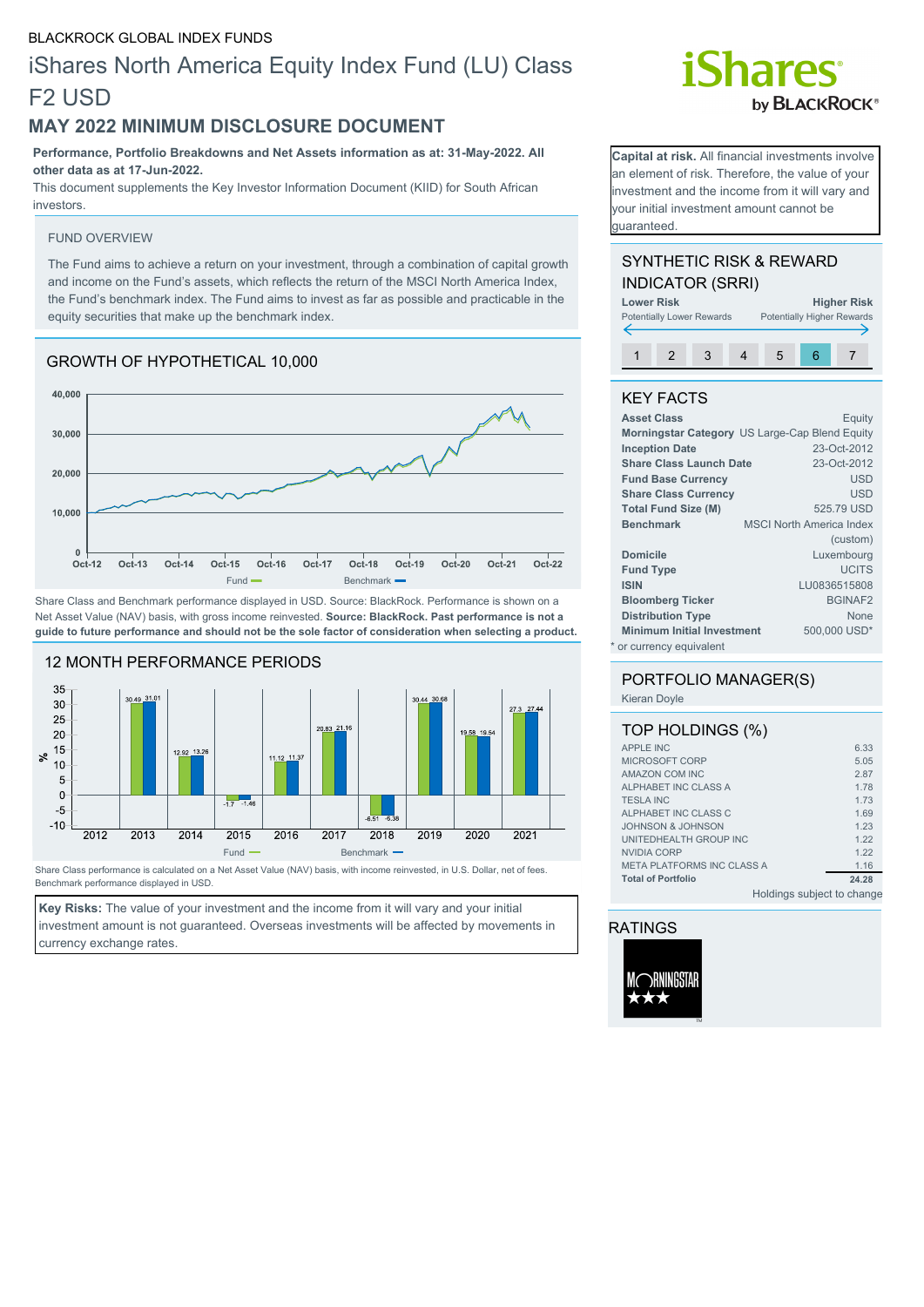BLACKROCK GLOBAL INDEX FUNDS

# iShares North America Equity Index Fund (LU) Class F2 USD

## MAY 2022 MINIMUM DISCLOSURE DOCUMENT

**Performance, Portfolio Breakdowns and Net Assets information as at: 31-May-2022. All other data as at 17-Jun-2022.**

This document supplements the Key Investor Information Document (KIID) for South African investors.

**Capital at risk.** All financial investments involve an element of risk. Therefore, the value of your investment and the income from it will vary and your initial investment amount cannot be guaranteed.

### FUND OVERVIEW

The Fund aims to achieve a return on your investment, through a combination of capital growth and income on the Fund's assets, which reflects the return of the MSCI North America Index, the Fund's benchmark index. The Fund aims to invest as far as possible and practicable in the equity securities that make up the benchmark index.

### GROWTH OF HYPOTHETICAL 10,000

Fund — Benchmark

Share Class and Benchmark performance displayed in USD. Source: BlackRock. Performance is shown on a Net Asset Value (NAV) basis, with gross income reinvested. **Source: BlackRock. Past performance is not a guide to future performance and should not be the sole factor of consideration when selecting a product.**

### 12 MONTH PERFORMANCE PERIODS

| | 2012 | 2013 | 2014 | 2015 | 2016 | 2017 | 2018 | 2019 | 2020 | 2021 |
|---|---|---|---|---|---|---|---|---|---|---|
| Fund (%) | | 30.49 | 12.92 | -1.7 | 11.12 | 20.83 | -6.51 | 30.44 | 19.58 | 27.3 |
| Benchmark (%) | | 31.01 | 13.26 | -1.46 | 11.37 | 21.16 | -6.38 | 30.68 | 19.54 | 27.44 |

Share Class performance is calculated on a Net Asset Value (NAV) basis, with income reinvested, in U.S. Dollar, net of fees. Benchmark performance displayed in USD.

**Key Risks:** The value of your investment and the income from it will vary and your initial investment amount is not guaranteed. Overseas investments will be affected by movements in currency exchange rates.

### SYNTHETIC RISK & REWARD INDICATOR (SRRI)

**Lower Risk** Potentially Lower Rewards — **Higher Risk** Potentially Higher Rewards

1 | 2 | 3 | 4 | 5 | **6** | 7

### KEY FACTS

| | |
|---|---|
| **Asset Class** | Equity |
| **Morningstar Category** | US Large-Cap Blend Equity |
| **Inception Date** | 23-Oct-2012 |
| **Share Class Launch Date** | 23-Oct-2012 |
| **Fund Base Currency** | USD |
| **Share Class Currency** | USD |
| **Total Fund Size (M)** | 525.79 USD |
| **Benchmark** | MSCI North America Index (custom) |
| **Domicile** | Luxembourg |
| **Fund Type** | UCITS |
| **ISIN** | LU0836515808 |
| **Bloomberg Ticker** | BGINAF2 |
| **Distribution Type** | None |
| **Minimum Initial Investment** | 500,000 USD* |

\* or currency equivalent

### PORTFOLIO MANAGER(S)

Kieran Doyle

### TOP HOLDINGS (%)

| | |
|---|---|
| APPLE INC | 6.33 |
| MICROSOFT CORP | 5.05 |
| AMAZON COM INC | 2.87 |
| ALPHABET INC CLASS A | 1.78 |
| TESLA INC | 1.73 |
| ALPHABET INC CLASS C | 1.69 |
| JOHNSON & JOHNSON | 1.23 |
| UNITEDHEALTH GROUP INC | 1.22 |
| NVIDIA CORP | 1.22 |
| META PLATFORMS INC CLASS A | 1.16 |
| **Total of Portfolio** | **24.28** |

Holdings subject to change

### RATINGS

MORNINGSTAR ★★★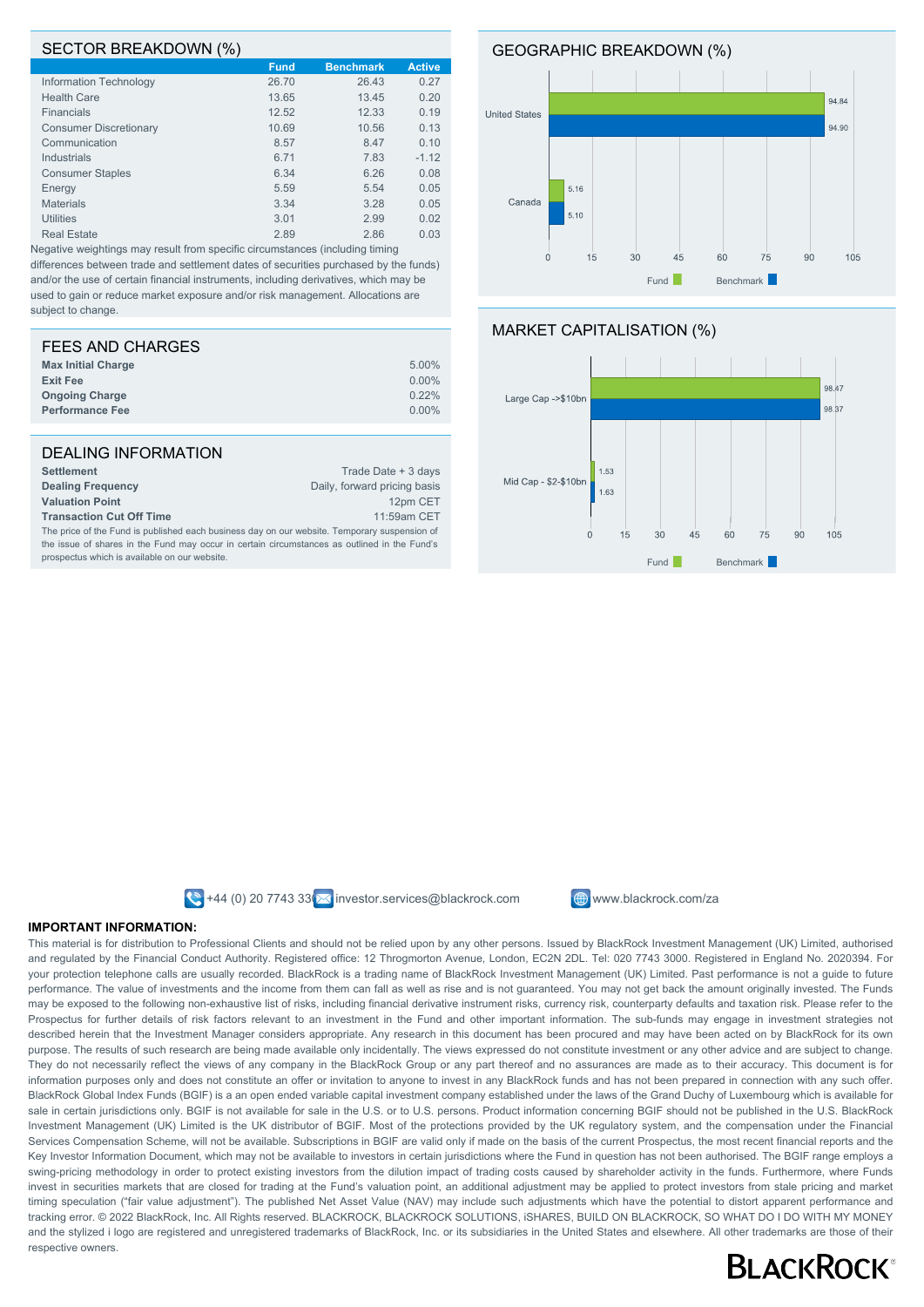## SECTOR BREAKDOWN (%)

| | Fund | Benchmark | Active |
|---|---|---|---|
| Information Technology | 26.70 | 26.43 | 0.27 |
| Health Care | 13.65 | 13.45 | 0.20 |
| Financials | 12.52 | 12.33 | 0.19 |
| Consumer Discretionary | 10.69 | 10.56 | 0.13 |
| Communication | 8.57 | 8.47 | 0.10 |
| Industrials | 6.71 | 7.83 | -1.12 |
| Consumer Staples | 6.34 | 6.26 | 0.08 |
| Energy | 5.59 | 5.54 | 0.05 |
| Materials | 3.34 | 3.28 | 0.05 |
| Utilities | 3.01 | 2.99 | 0.02 |
| Real Estate | 2.89 | 2.86 | 0.03 |

Negative weightings may result from specific circumstances (including timing differences between trade and settlement dates of securities purchased by the funds) and/or the use of certain financial instruments, including derivatives, which may be used to gain or reduce market exposure and/or risk management. Allocations are subject to change.

## GEOGRAPHIC BREAKDOWN (%)

| | Fund | Benchmark |
|---|---|---|
| United States | 94.84 | 94.90 |
| Canada | 5.16 | 5.10 |

## FEES AND CHARGES

| | |
|---|---|
| **Max Initial Charge** | 5.00% |
| **Exit Fee** | 0.00% |
| **Ongoing Charge** | 0.22% |
| **Performance Fee** | 0.00% |

## MARKET CAPITALISATION (%)

| | Fund | Benchmark |
|---|---|---|
| Large Cap ->$10bn | 98.47 | 98.37 |
| Mid Cap - $2-$10bn | 1.53 | 1.63 |

## DEALING INFORMATION

| | |
|---|---|
| **Settlement** | Trade Date + 3 days |
| **Dealing Frequency** | Daily, forward pricing basis |
| **Valuation Point** | 12pm CET |
| **Transaction Cut Off Time** | 11:59am CET |

The price of the Fund is published each business day on our website. Temporary suspension of the issue of shares in the Fund may occur in certain circumstances as outlined in the Fund's prospectus which is available on our website.

+44 (0) 20 7743 33 investor.services@blackrock.com www.blackrock.com/za

**IMPORTANT INFORMATION:**

This material is for distribution to Professional Clients and should not be relied upon by any other persons. Issued by BlackRock Investment Management (UK) Limited, authorised and regulated by the Financial Conduct Authority. Registered office: 12 Throgmorton Avenue, London, EC2N 2DL. Tel: 020 7743 3000. Registered in England No. 2020394. For your protection telephone calls are usually recorded. BlackRock is a trading name of BlackRock Investment Management (UK) Limited. Past performance is not a guide to future performance. The value of investments and the income from them can fall as well as rise and is not guaranteed. You may not get back the amount originally invested. The Funds may be exposed to the following non-exhaustive list of risks, including financial derivative instrument risks, currency risk, counterparty defaults and taxation risk. Please refer to the Prospectus for further details of risk factors relevant to an investment in the Fund and other important information. The sub-funds may engage in investment strategies not described herein that the Investment Manager considers appropriate. Any research in this document has been procured and may have been acted on by BlackRock for its own purpose. The results of such research are being made available only incidentally. The views expressed do not constitute investment or any other advice and are subject to change. They do not necessarily reflect the views of any company in the BlackRock Group or any part thereof and no assurances are made as to their accuracy. This document is for information purposes only and does not constitute an offer or invitation to anyone to invest in any BlackRock funds and has not been prepared in connection with any such offer. BlackRock Global Index Funds (BGIF) is a an open ended variable capital investment company established under the laws of the Grand Duchy of Luxembourg which is available for sale in certain jurisdictions only. BGIF is not available for sale in the U.S. or to U.S. persons. Product information concerning BGIF should not be published in the U.S. BlackRock Investment Management (UK) Limited is the UK distributor of BGIF. Most of the protections provided by the UK regulatory system, and the compensation under the Financial Services Compensation Scheme, will not be available. Subscriptions in BGIF are valid only if made on the basis of the current Prospectus, the most recent financial reports and the Key Investor Information Document, which may not be available to investors in certain jurisdictions where the Fund in question has not been authorised. The BGIF range employs a swing-pricing methodology in order to protect existing investors from the dilution impact of trading costs caused by shareholder activity in the funds. Furthermore, where Funds invest in securities markets that are closed for trading at the Fund's valuation point, an additional adjustment may be applied to protect investors from stale pricing and market timing speculation ("fair value adjustment"). The published Net Asset Value (NAV) may include such adjustments which have the potential to distort apparent performance and tracking error. © 2022 BlackRock, Inc. All Rights reserved. BLACKROCK, BLACKROCK SOLUTIONS, iSHARES, BUILD ON BLACKROCK, SO WHAT DO I DO WITH MY MONEY and the stylized i logo are registered and unregistered trademarks of BlackRock, Inc. or its subsidiaries in the United States and elsewhere. All other trademarks are those of their respective owners.

BLACKROCK®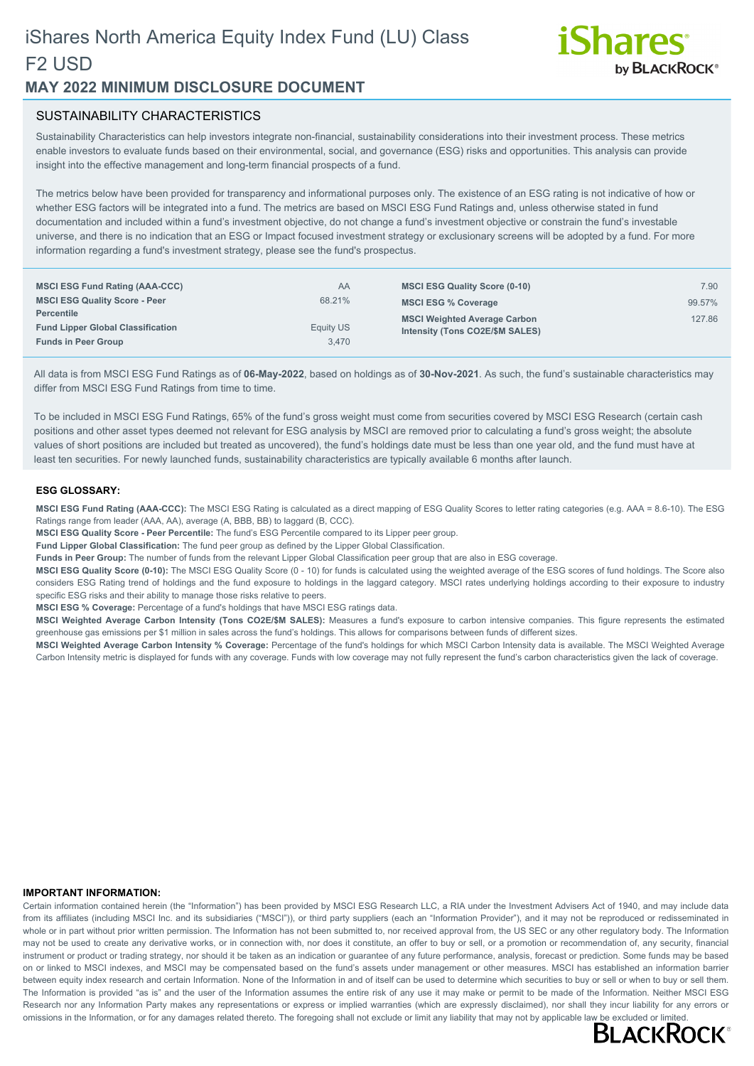# iShares North America Equity Index Fund (LU) Class F2 USD

## MAY 2022 MINIMUM DISCLOSURE DOCUMENT

### SUSTAINABILITY CHARACTERISTICS

Sustainability Characteristics can help investors integrate non-financial, sustainability considerations into their investment process. These metrics enable investors to evaluate funds based on their environmental, social, and governance (ESG) risks and opportunities. This analysis can provide insight into the effective management and long-term financial prospects of a fund.

The metrics below have been provided for transparency and informational purposes only. The existence of an ESG rating is not indicative of how or whether ESG factors will be integrated into a fund. The metrics are based on MSCI ESG Fund Ratings and, unless otherwise stated in fund documentation and included within a fund's investment objective, do not change a fund's investment objective or constrain the fund's investable universe, and there is no indication that an ESG or Impact focused investment strategy or exclusionary screens will be adopted by a fund. For more information regarding a fund's investment strategy, please see the fund's prospectus.

| | | | |
|---|---|---|---|
| **MSCI ESG Fund Rating (AAA-CCC)** | AA | **MSCI ESG Quality Score (0-10)** | 7.90 |
| **MSCI ESG Quality Score - Peer Percentile** | 68.21% | **MSCI ESG % Coverage** | 99.57% |
| **Fund Lipper Global Classification** | Equity US | **MSCI Weighted Average Carbon Intensity (Tons CO2E/$M SALES)** | 127.86 |
| **Funds in Peer Group** | 3,470 | | |

All data is from MSCI ESG Fund Ratings as of **06-May-2022**, based on holdings as of **30-Nov-2021**. As such, the fund's sustainable characteristics may differ from MSCI ESG Fund Ratings from time to time.

To be included in MSCI ESG Fund Ratings, 65% of the fund's gross weight must come from securities covered by MSCI ESG Research (certain cash positions and other asset types deemed not relevant for ESG analysis by MSCI are removed prior to calculating a fund's gross weight; the absolute values of short positions are included but treated as uncovered), the fund's holdings date must be less than one year old, and the fund must have at least ten securities. For newly launched funds, sustainability characteristics are typically available 6 months after launch.

**ESG GLOSSARY:**

**MSCI ESG Fund Rating (AAA-CCC):** The MSCI ESG Rating is calculated as a direct mapping of ESG Quality Scores to letter rating categories (e.g. AAA = 8.6-10). The ESG Ratings range from leader (AAA, AA), average (A, BBB, BB) to laggard (B, CCC).

**MSCI ESG Quality Score - Peer Percentile:** The fund's ESG Percentile compared to its Lipper peer group.

**Fund Lipper Global Classification:** The fund peer group as defined by the Lipper Global Classification.

**Funds in Peer Group:** The number of funds from the relevant Lipper Global Classification peer group that are also in ESG coverage.

**MSCI ESG Quality Score (0-10):** The MSCI ESG Quality Score (0 - 10) for funds is calculated using the weighted average of the ESG scores of fund holdings. The Score also considers ESG Rating trend of holdings and the fund exposure to holdings in the laggard category. MSCI rates underlying holdings according to their exposure to industry specific ESG risks and their ability to manage those risks relative to peers.

**MSCI ESG % Coverage:** Percentage of a fund's holdings that have MSCI ESG ratings data.

**MSCI Weighted Average Carbon Intensity (Tons CO2E/$M SALES):** Measures a fund's exposure to carbon intensive companies. This figure represents the estimated greenhouse gas emissions per $1 million in sales across the fund's holdings. This allows for comparisons between funds of different sizes.

**MSCI Weighted Average Carbon Intensity % Coverage:** Percentage of the fund's holdings for which MSCI Carbon Intensity data is available. The MSCI Weighted Average Carbon Intensity metric is displayed for funds with any coverage. Funds with low coverage may not fully represent the fund's carbon characteristics given the lack of coverage.

**IMPORTANT INFORMATION:**

Certain information contained herein (the "Information") has been provided by MSCI ESG Research LLC, a RIA under the Investment Advisers Act of 1940, and may include data from its affiliates (including MSCI Inc. and its subsidiaries ("MSCI")), or third party suppliers (each an "Information Provider"), and it may not be reproduced or redisseminated in whole or in part without prior written permission. The Information has not been submitted to, nor received approval from, the US SEC or any other regulatory body. The Information may not be used to create any derivative works, or in connection with, nor does it constitute, an offer to buy or sell, or a promotion or recommendation of, any security, financial instrument or product or trading strategy, nor should it be taken as an indication or guarantee of any future performance, analysis, forecast or prediction. Some funds may be based on or linked to MSCI indexes, and MSCI may be compensated based on the fund's assets under management or other measures. MSCI has established an information barrier between equity index research and certain Information. None of the Information in and of itself can be used to determine which securities to buy or sell or when to buy or sell them. The Information is provided "as is" and the user of the Information assumes the entire risk of any use it may make or permit to be made of the Information. Neither MSCI ESG Research nor any Information Party makes any representations or express or implied warranties (which are expressly disclaimed), nor shall they incur liability for any errors or omissions in the Information, or for any damages related thereto. The foregoing shall not exclude or limit any liability that may not by applicable law be excluded or limited.